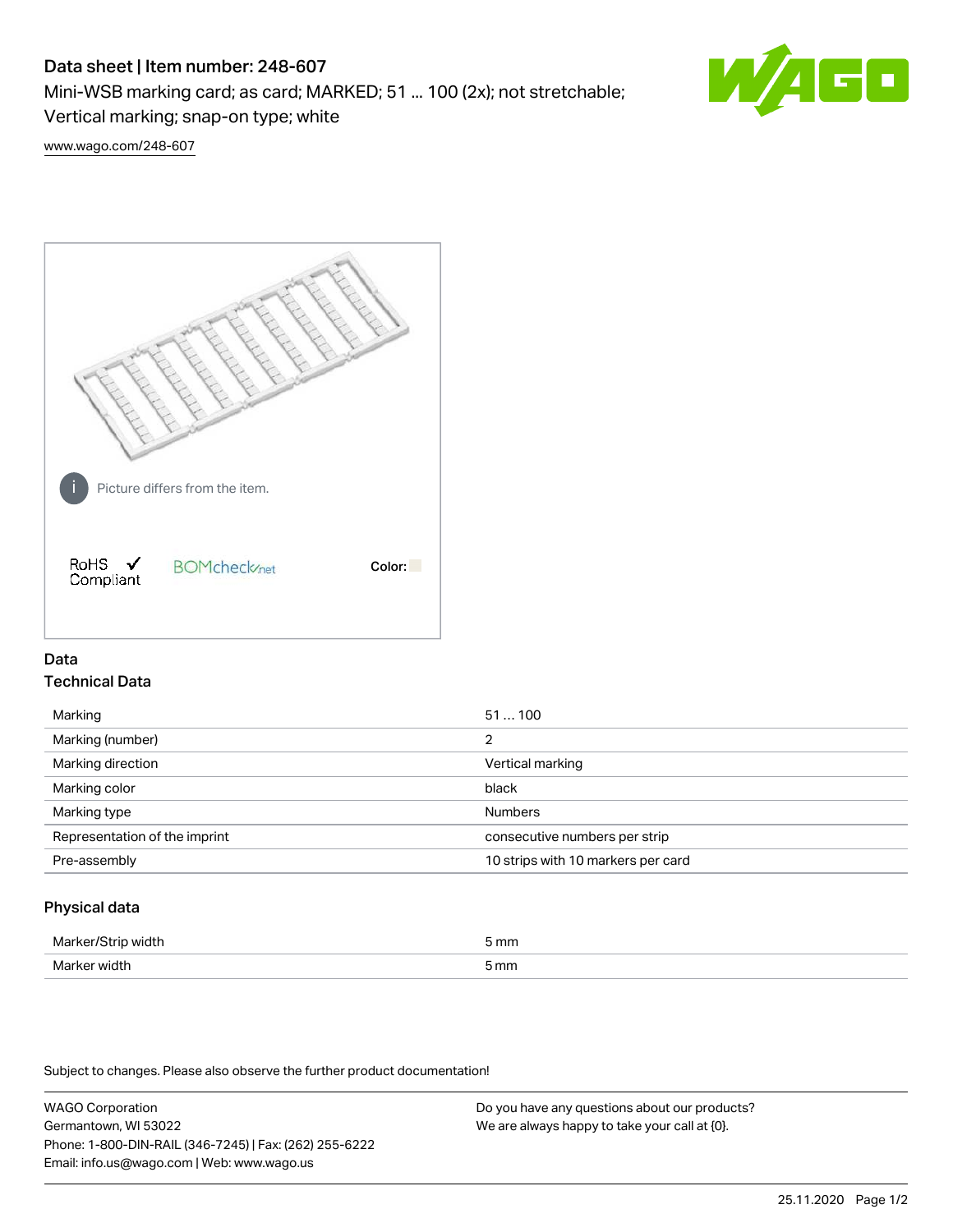# Data sheet | Item number: 248-607

Mini-WSB marking card; as card; MARKED; 51 ... 100 (2x); not stretchable; Vertical marking; snap-on type; white

www.wago.com/248-607

Picture differs from the item.

RoHS ✓ Compliant

BOMcheck.net

Color:

## Data

### Technical Data

| | |
|---|---|
| Marking | 51 … 100 |
| Marking (number) | 2 |
| Marking direction | Vertical marking |
| Marking color | black |
| Marking type | Numbers |
| Representation of the imprint | consecutive numbers per strip |
| Pre-assembly | 10 strips with 10 markers per card |

### Physical data

| | |
|---|---|
| Marker/Strip width | 5 mm |
| Marker width | 5 mm |

Subject to changes. Please also observe the further product documentation!

WAGO Corporation
Germantown, WI 53022
Phone: 1-800-DIN-RAIL (346-7245) | Fax: (262) 255-6222
Email: info.us@wago.com | Web: www.wago.us

Do you have any questions about our products?
We are always happy to take your call at {0}.

25.11.2020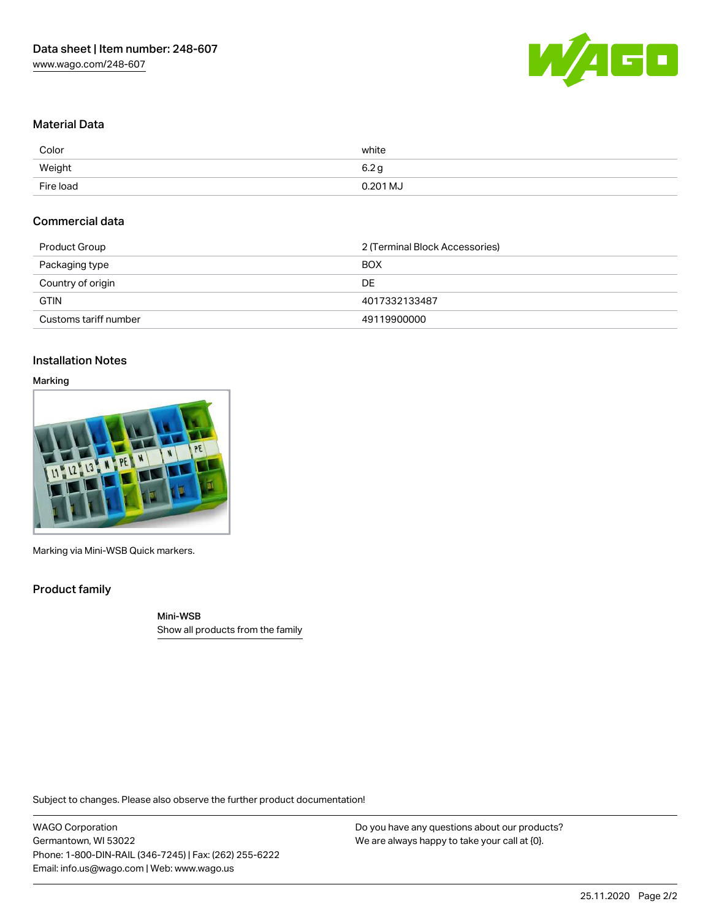## Material Data

| | |
|---|---|
| Color | white |
| Weight | 6.2 g |
| Fire load | 0.201 MJ |

## Commercial data

| | |
|---|---|
| Product Group | 2 (Terminal Block Accessories) |
| Packaging type | BOX |
| Country of origin | DE |
| GTIN | 4017332133487 |
| Customs tariff number | 49119900000 |

## Installation Notes

### Marking

Marking via Mini-WSB Quick markers.

## Product family

Mini-WSB
Show all products from the family

Subject to changes. Please also observe the further product documentation!

WAGO Corporation
Germantown, WI 53022
Phone: 1-800-DIN-RAIL (346-7245) | Fax: (262) 255-6222
Email: info.us@wago.com | Web: www.wago.us

Do you have any questions about our products?
We are always happy to take your call at {0}.